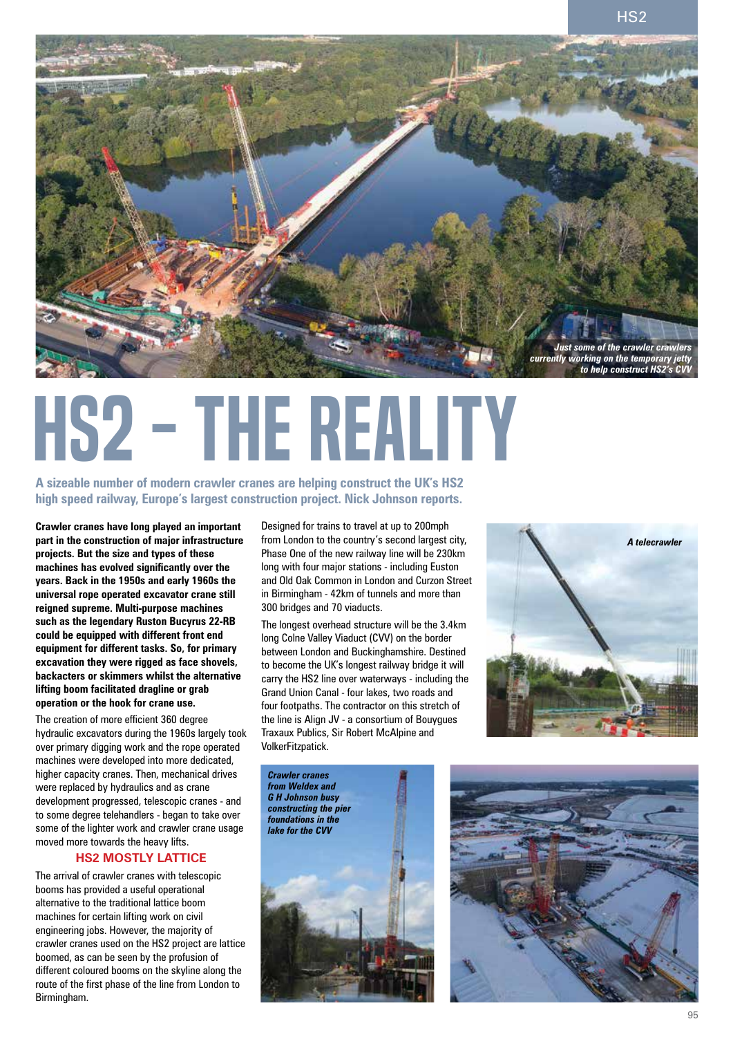*Just some of the crawler crawlers currently working on the temporary jetty to help construct HS2's CVV*

# HS2 – THE REALITY

**A sizeable number of modern crawler cranes are helping construct the UK's HS2 high speed railway, Europe's largest construction project. Nick Johnson reports.**

**Crawler cranes have long played an important part in the construction of major infrastructure projects. But the size and types of these machines has evolved significantly over the years. Back in the 1950s and early 1960s the universal rope operated excavator crane still reigned supreme. Multi-purpose machines such as the legendary Ruston Bucyrus 22-RB could be equipped with different front end equipment for different tasks. So, for primary excavation they were rigged as face shovels, backacters or skimmers whilst the alternative lifting boom facilitated dragline or grab operation or the hook for crane use.**

The creation of more efficient 360 degree hydraulic excavators during the 1960s largely took over primary digging work and the rope operated machines were developed into more dedicated, higher capacity cranes. Then, mechanical drives were replaced by hydraulics and as crane development progressed, telescopic cranes - and to some degree telehandlers - began to take over some of the lighter work and crawler crane usage moved more towards the heavy lifts.

## HS2 MOSTLY LATTICE

The arrival of crawler cranes with telescopic booms has provided a useful operational alternative to the traditional lattice boom machines for certain lifting work on civil engineering jobs. However, the majority of crawler cranes used on the HS2 project are lattice boomed, as can be seen by the profusion of different coloured booms on the skyline along the route of the first phase of the line from London to Birmingham.

Designed for trains to travel at up to 200mph from London to the country's second largest city, Phase One of the new railway line will be 230km long with four major stations - including Euston and Old Oak Common in London and Curzon Street in Birmingham - 42km of tunnels and more than 300 bridges and 70 viaducts.

The longest overhead structure will be the 3.4km long Colne Valley Viaduct (CVV) on the border between London and Buckinghamshire. Destined to become the UK's longest railway bridge it will carry the HS2 line over waterways - including the Grand Union Canal - four lakes, two roads and four footpaths. The contractor on this stretch of the line is Align JV - a consortium of Bouygues Traxaux Publics, Sir Robert McAlpine and VolkerFitzpatick.

*A telecrawler*

*Crawler cranes from Weldex and G H Johnson busy constructing the pier foundations in the lake for the CVV*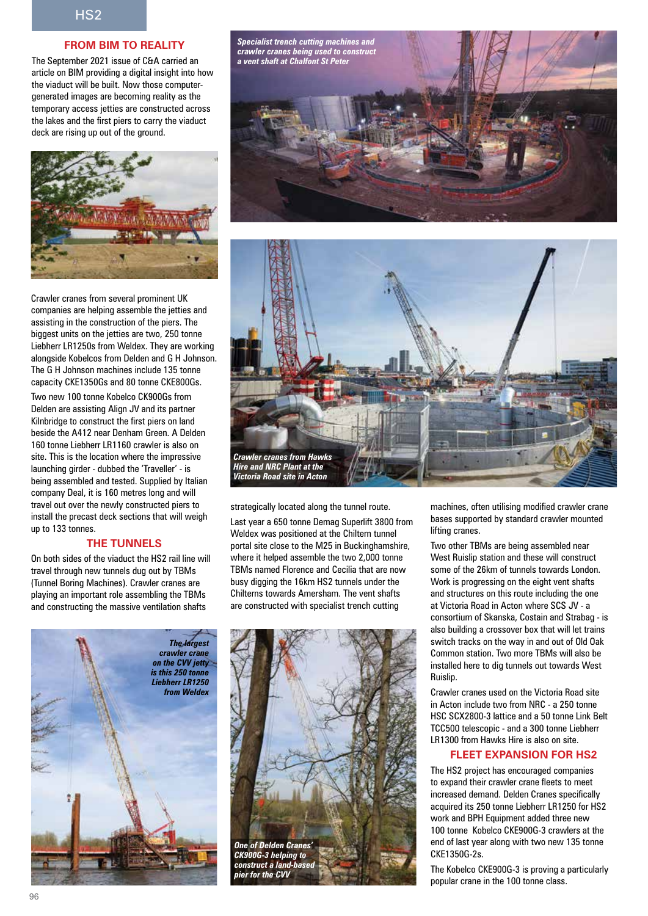## FROM BIM TO REALITY

The September 2021 issue of C&A carried an article on BIM providing a digital insight into how the viaduct will be built. Now those computer-generated images are becoming reality as the temporary access jetties are constructed across the lakes and the first piers to carry the viaduct deck are rising up out of the ground.

Crawler cranes from several prominent UK companies are helping assemble the jetties and assisting in the construction of the piers. The biggest units on the jetties are two, 250 tonne Liebherr LR1250s from Weldex. They are working alongside Kobelcos from Delden and G H Johnson. The G H Johnson machines include 135 tonne capacity CKE1350Gs and 80 tonne CKE800Gs.

Two new 100 tonne Kobelco CK900Gs from Delden are assisting Align JV and its partner Kilnbridge to construct the first piers on land beside the A412 near Denham Green. A Delden 160 tonne Liebherr LR1160 crawler is also on site. This is the location where the impressive launching girder - dubbed the 'Traveller' - is being assembled and tested. Supplied by Italian company Deal, it is 160 metres long and will travel out over the newly constructed piers to install the precast deck sections that will weigh up to 133 tonnes.

## THE TUNNELS

On both sides of the viaduct the HS2 rail line will travel through new tunnels dug out by TBMs (Tunnel Boring Machines). Crawler cranes are playing an important role assembling the TBMs and constructing the massive ventilation shafts strategically located along the tunnel route.

Last year a 650 tonne Demag Superlift 3800 from Weldex was positioned at the Chiltern tunnel portal site close to the M25 in Buckinghamshire, where it helped assemble the two 2,000 tonne TBMs named Florence and Cecilia that are now busy digging the 16km HS2 tunnels under the Chilterns towards Amersham. The vent shafts are constructed with specialist trench cutting machines, often utilising modified crawler crane bases supported by standard crawler mounted lifting cranes.

Two other TBMs are being assembled near West Ruislip station and these will construct some of the 26km of tunnels towards London. Work is progressing on the eight vent shafts and structures on this route including the one at Victoria Road in Acton where SCS JV - a consortium of Skanska, Costain and Strabag - is also building a crossover box that will let trains switch tracks on the way in and out of Old Oak Common station. Two more TBMs will also be installed here to dig tunnels out towards West Ruislip.

Crawler cranes used on the Victoria Road site in Acton include two from NRC - a 250 tonne HSC SCX2800-3 lattice and a 50 tonne Link Belt TCC500 telescopic - and a 300 tonne Liebherr LR1300 from Hawks Hire is also on site.

## FLEET EXPANSION FOR HS2

The HS2 project has encouraged companies to expand their crawler crane fleets to meet increased demand. Delden Cranes specifically acquired its 250 tonne Liebherr LR1250 for HS2 work and BPH Equipment added three new 100 tonne Kobelco CKE900G-3 crawlers at the end of last year along with two new 135 tonne CKE1350G-2s.

The Kobelco CKE900G-3 is proving a particularly popular crane in the 100 tonne class.

*Specialist trench cutting machines and crawler cranes being used to construct a vent shaft at Chalfont St Peter*

*Crawler cranes from Hawks Hire and NRC Plant at the Victoria Road site in Acton*

*The largest crawler crane on the CVV jetty is this 250 tonne Liebherr LR1250 from Weldex*

*One of Delden Cranes' CK900G-3 helping to construct a land-based pier for the CVV*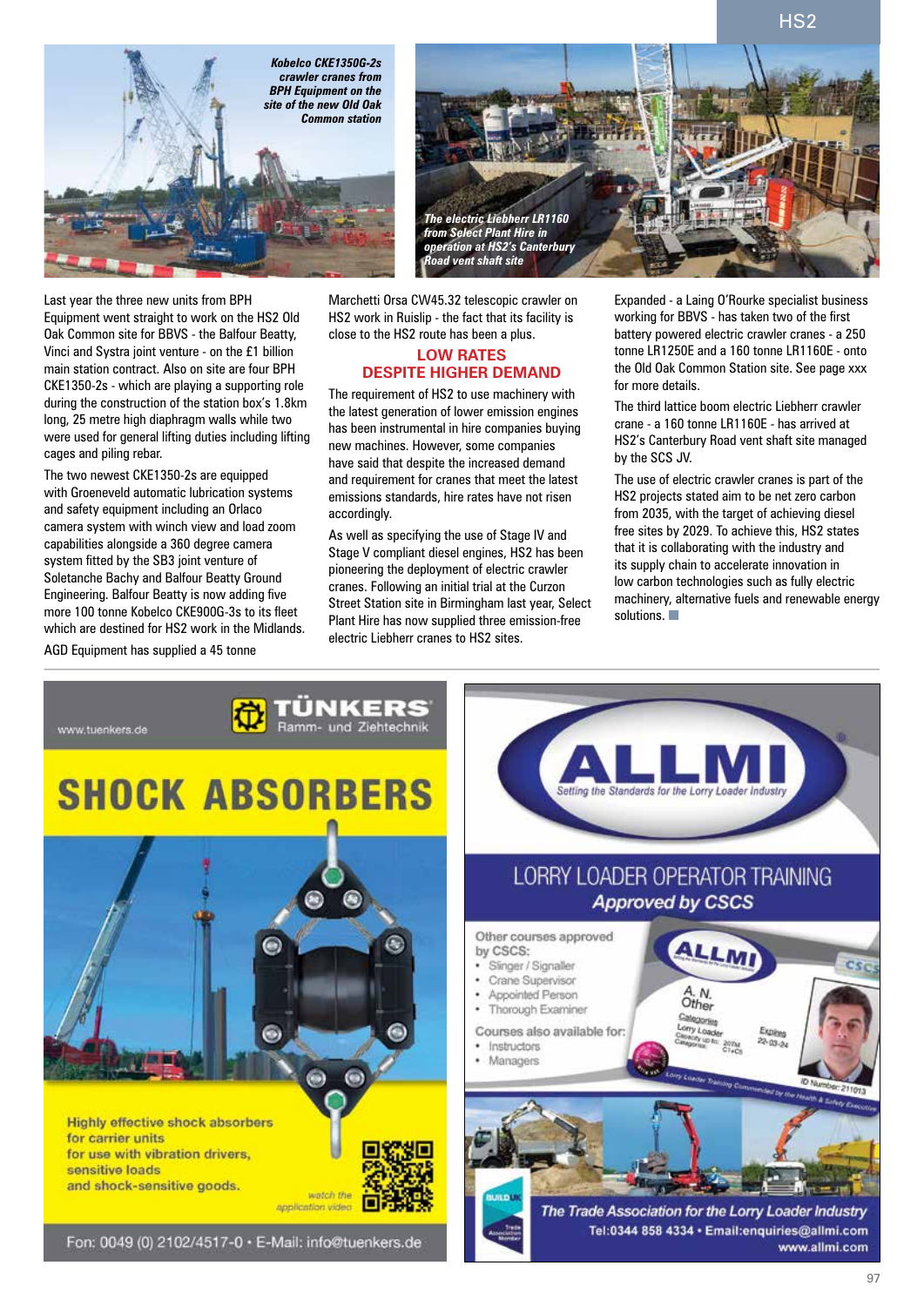*Kobelco CKE1350G-2s crawler cranes from BPH Equipment on the site of the new Old Oak Common station*

*The electric Liebherr LR1160 from Select Plant Hire in operation at HS2's Canterbury Road vent shaft site*

Last year the three new units from BPH Equipment went straight to work on the HS2 Old Oak Common site for BBVS - the Balfour Beatty, Vinci and Systra joint venture - on the £1 billion main station contract. Also on site are four BPH CKE1350-2s - which are playing a supporting role during the construction of the station box's 1.8km long, 25 metre high diaphragm walls while two were used for general lifting duties including lifting cages and piling rebar.

The two newest CKE1350-2s are equipped with Groeneveld automatic lubrication systems and safety equipment including an Orlaco camera system with winch view and load zoom capabilities alongside a 360 degree camera system fitted by the SB3 joint venture of Soletanche Bachy and Balfour Beatty Ground Engineering. Balfour Beatty is now adding five more 100 tonne Kobelco CKE900G-3s to its fleet which are destined for HS2 work in the Midlands.

AGD Equipment has supplied a 45 tonne Marchetti Orsa CW45.32 telescopic crawler on HS2 work in Ruislip - the fact that its facility is close to the HS2 route has been a plus.

## LOW RATES DESPITE HIGHER DEMAND

The requirement of HS2 to use machinery with the latest generation of lower emission engines has been instrumental in hire companies buying new machines. However, some companies have said that despite the increased demand and requirement for cranes that meet the latest emissions standards, hire rates have not risen accordingly.

As well as specifying the use of Stage IV and Stage V compliant diesel engines, HS2 has been pioneering the deployment of electric crawler cranes. Following an initial trial at the Curzon Street Station site in Birmingham last year, Select Plant Hire has now supplied three emission-free electric Liebherr cranes to HS2 sites.

Expanded - a Laing O'Rourke specialist business working for BBVS - has taken two of the first battery powered electric crawler cranes - a 250 tonne LR1250E and a 160 tonne LR1160E - onto the Old Oak Common Station site. See page xxx for more details.

The third lattice boom electric Liebherr crawler crane - a 160 tonne LR1160E - has arrived at HS2's Canterbury Road vent shaft site managed by the SCS JV.

The use of electric crawler cranes is part of the HS2 projects stated aim to be net zero carbon from 2035, with the target of achieving diesel free sites by 2029. To achieve this, HS2 states that it is collaborating with the industry and its supply chain to accelerate innovation in low carbon technologies such as fully electric machinery, alternative fuels and renewable energy solutions.

---

www.tuenkers.de

TÜNKERS Ramm- und Ziehtechnik

SHOCK ABSORBERS

Highly effective shock absorbers for carrier units for use with vibration drivers, sensitive loads and shock-sensitive goods.

watch the application video

Fon: 0049 (0) 2102/4517-0 • E-Mail: info@tuenkers.de

---

ALLMI
Setting the Standards for the Lorry Loader Industry

LORRY LOADER OPERATOR TRAINING
Approved by CSCS

Other courses approved by CSCS:
- Slinger / Signaller
- Crane Supervisor
- Appointed Person
- Thorough Examiner

Courses also available for:
- Instructors
- Managers

The Trade Association for the Lorry Loader Industry
Tel:0344 858 4334 • Email:enquiries@allmi.com
www.allmi.com